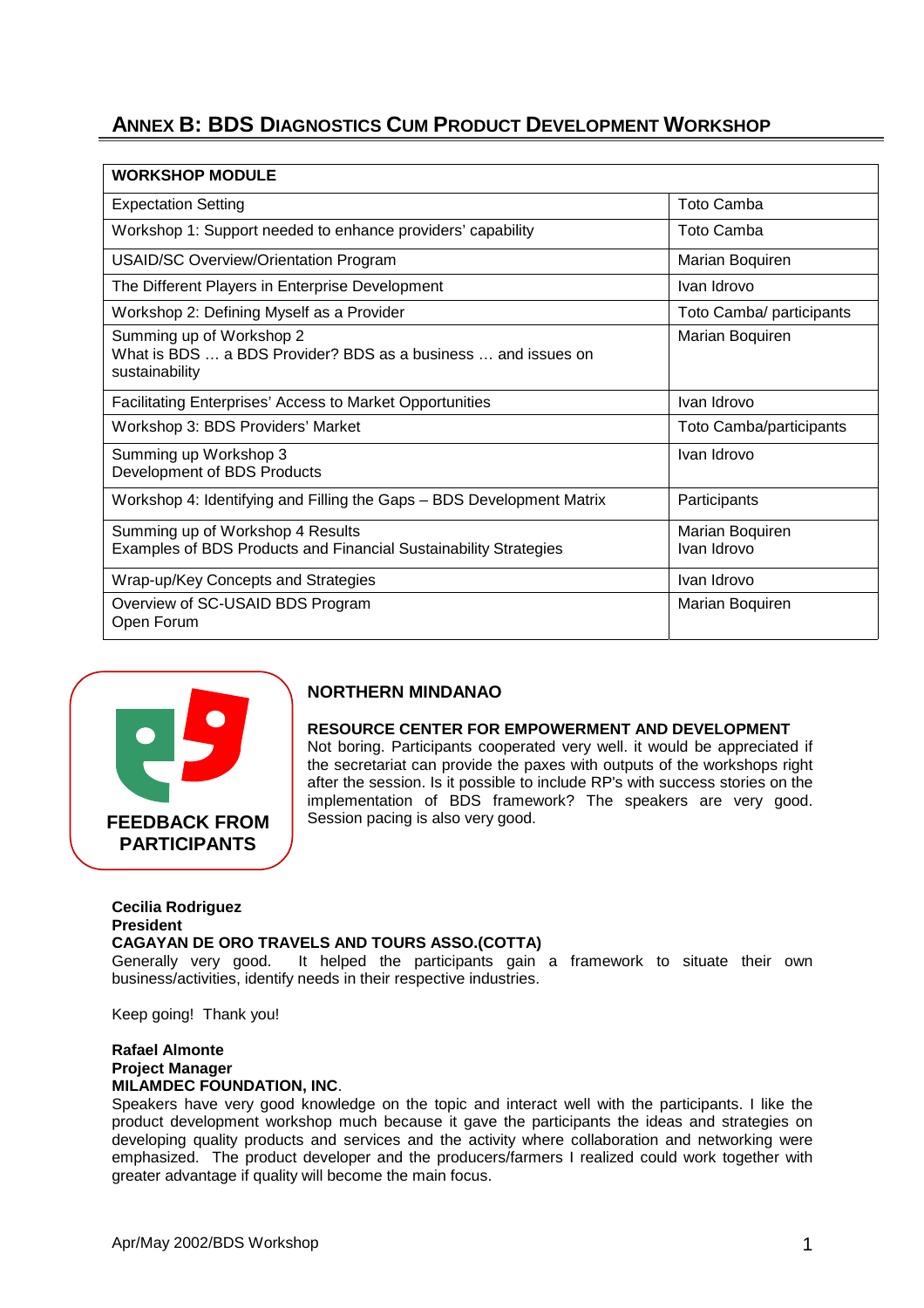## ANNEX B: BDS DIAGNOSTICS CUM PRODUCT DEVELOPMENT WORKSHOP

| WORKSHOP MODULE | |
|---|---|
| Expectation Setting | Toto Camba |
| Workshop 1: Support needed to enhance providers' capability | Toto Camba |
| USAID/SC Overview/Orientation Program | Marian Boquiren |
| The Different Players in Enterprise Development | Ivan Idrovo |
| Workshop 2: Defining Myself as a Provider | Toto Camba/ participants |
| Summing up of Workshop 2<br>What is BDS … a BDS Provider? BDS as a business … and issues on sustainability | Marian Boquiren |
| Facilitating Enterprises' Access to Market Opportunities | Ivan Idrovo |
| Workshop 3: BDS Providers' Market | Toto Camba/participants |
| Summing up Workshop 3<br>Development of BDS Products | Ivan Idrovo |
| Workshop 4: Identifying and Filling the Gaps – BDS Development Matrix | Participants |
| Summing up of Workshop 4 Results<br>Examples of BDS Products and Financial Sustainability Strategies | Marian Boquiren<br>Ivan Idrovo |
| Wrap-up/Key Concepts and Strategies | Ivan Idrovo |
| Overview of SC-USAID BDS Program<br>Open Forum | Marian Boquiren |

**FEEDBACK FROM PARTICIPANTS**

### NORTHERN MINDANAO

**RESOURCE CENTER FOR EMPOWERMENT AND DEVELOPMENT**
Not boring. Participants cooperated very well. it would be appreciated if the secretariat can provide the paxes with outputs of the workshops right after the session. Is it possible to include RP's with success stories on the implementation of BDS framework? The speakers are very good. Session pacing is also very good.

**Cecilia Rodriguez**
**President**
**CAGAYAN DE ORO TRAVELS AND TOURS ASSO.(COTTA)**
Generally very good. It helped the participants gain a framework to situate their own business/activities, identify needs in their respective industries.

Keep going! Thank you!

**Rafael Almonte**
**Project Manager**
**MILAMDEC FOUNDATION, INC**.
Speakers have very good knowledge on the topic and interact well with the participants. I like the product development workshop much because it gave the participants the ideas and strategies on developing quality products and services and the activity where collaboration and networking were emphasized. The product developer and the producers/farmers I realized could work together with greater advantage if quality will become the main focus.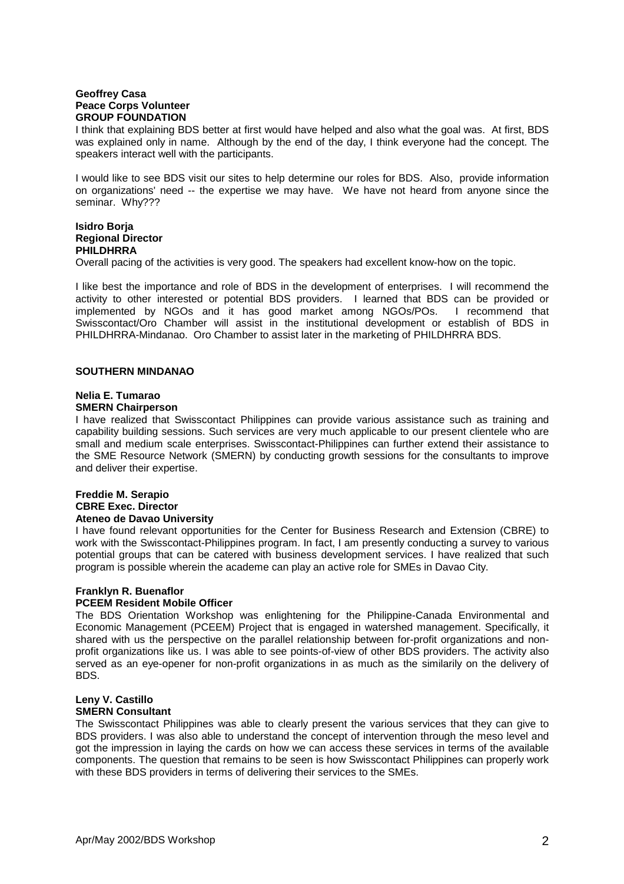**Geoffrey Casa**
**Peace Corps Volunteer**
**GROUP FOUNDATION**

I think that explaining BDS better at first would have helped and also what the goal was. At first, BDS was explained only in name. Although by the end of the day, I think everyone had the concept. The speakers interact well with the participants.

I would like to see BDS visit our sites to help determine our roles for BDS. Also, provide information on organizations' need -- the expertise we may have. We have not heard from anyone since the seminar. Why???

**Isidro Borja**
**Regional Director**
**PHILDHRRA**

Overall pacing of the activities is very good. The speakers had excellent know-how on the topic.

I like best the importance and role of BDS in the development of enterprises. I will recommend the activity to other interested or potential BDS providers. I learned that BDS can be provided or implemented by NGOs and it has good market among NGOs/POs. I recommend that Swisscontact/Oro Chamber will assist in the institutional development or establish of BDS in PHILDHRRA-Mindanao. Oro Chamber to assist later in the marketing of PHILDHRRA BDS.

**SOUTHERN MINDANAO**

**Nelia E. Tumarao**
**SMERN Chairperson**

I have realized that Swisscontact Philippines can provide various assistance such as training and capability building sessions. Such services are very much applicable to our present clientele who are small and medium scale enterprises. Swisscontact-Philippines can further extend their assistance to the SME Resource Network (SMERN) by conducting growth sessions for the consultants to improve and deliver their expertise.

**Freddie M. Serapio**
**CBRE Exec. Director**
**Ateneo de Davao University**

I have found relevant opportunities for the Center for Business Research and Extension (CBRE) to work with the Swisscontact-Philippines program. In fact, I am presently conducting a survey to various potential groups that can be catered with business development services. I have realized that such program is possible wherein the academe can play an active role for SMEs in Davao City.

**Franklyn R. Buenaflor**
**PCEEM Resident Mobile Officer**

The BDS Orientation Workshop was enlightening for the Philippine-Canada Environmental and Economic Management (PCEEM) Project that is engaged in watershed management. Specifically, it shared with us the perspective on the parallel relationship between for-profit organizations and non-profit organizations like us. I was able to see points-of-view of other BDS providers. The activity also served as an eye-opener for non-profit organizations in as much as the similarily on the delivery of BDS.

**Leny V. Castillo**
**SMERN Consultant**

The Swisscontact Philippines was able to clearly present the various services that they can give to BDS providers. I was also able to understand the concept of intervention through the meso level and got the impression in laying the cards on how we can access these services in terms of the available components. The question that remains to be seen is how Swisscontact Philippines can properly work with these BDS providers in terms of delivering their services to the SMEs.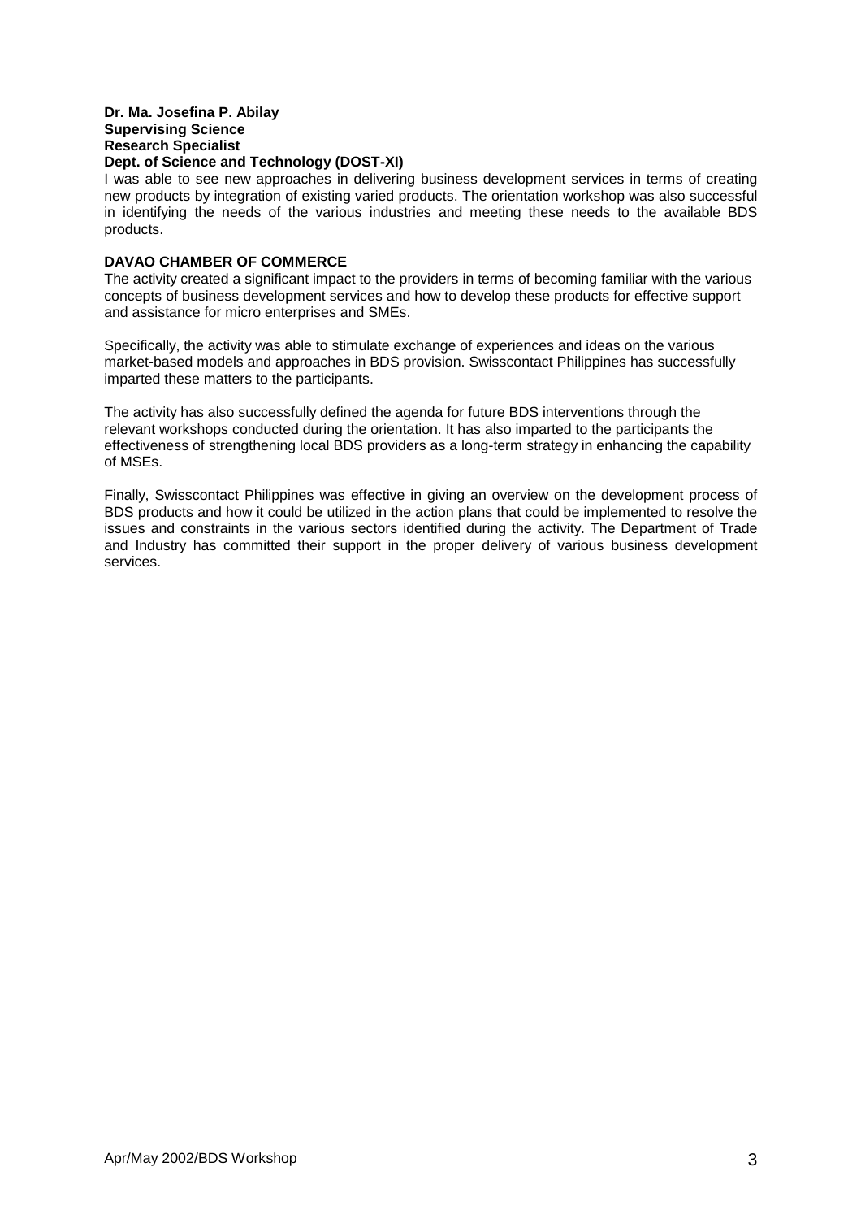**Dr. Ma. Josefina P. Abilay**
**Supervising Science**
**Research Specialist**
**Dept. of Science and Technology (DOST-XI)**

I was able to see new approaches in delivering business development services in terms of creating new products by integration of existing varied products. The orientation workshop was also successful in identifying the needs of the various industries and meeting these needs to the available BDS products.

**DAVAO CHAMBER OF COMMERCE**

The activity created a significant impact to the providers in terms of becoming familiar with the various concepts of business development services and how to develop these products for effective support and assistance for micro enterprises and SMEs.

Specifically, the activity was able to stimulate exchange of experiences and ideas on the various market-based models and approaches in BDS provision. Swisscontact Philippines has successfully imparted these matters to the participants.

The activity has also successfully defined the agenda for future BDS interventions through the relevant workshops conducted during the orientation. It has also imparted to the participants the effectiveness of strengthening local BDS providers as a long-term strategy in enhancing the capability of MSEs.

Finally, Swisscontact Philippines was effective in giving an overview on the development process of BDS products and how it could be utilized in the action plans that could be implemented to resolve the issues and constraints in the various sectors identified during the activity. The Department of Trade and Industry has committed their support in the proper delivery of various business development services.